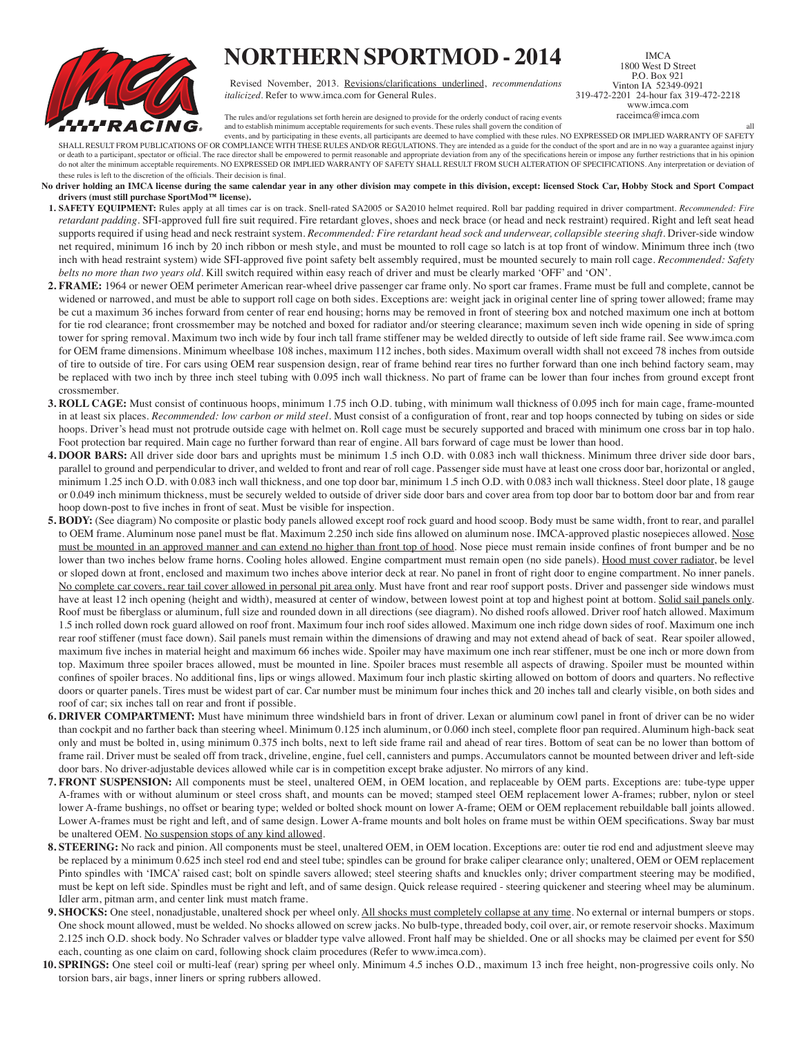# NORTHERN SPORTMOD - 2014

Revised November, 2013. <u>Revisions/clarifications underlined</u>, *recommendations italicized*. Refer to www.imca.com for General Rules.

IMCA
1800 West D Street
P.O. Box 921
Vinton IA 52349-0921
319-472-2201 24-hour fax 319-472-2218
www.imca.com
raceimca@imca.com

The rules and/or regulations set forth herein are designed to provide for the orderly conduct of racing events and to establish minimum acceptable requirements for such events. These rules shall govern the condition of all events, and by participating in these events, all participants are deemed to have complied with these rules. NO EXPRESSED OR IMPLIED WARRANTY OF SAFETY SHALL RESULT FROM PUBLICATIONS OF OR COMPLIANCE WITH THESE RULES AND/OR REGULATIONS. They are intended as a guide for the conduct of the sport and are in no way a guarantee against injury or death to a participant, spectator or official. The race director shall be empowered to permit reasonable and appropriate deviation from any of the specifications herein or impose any further restrictions that in his opinion do not alter the minimum acceptable requirements. NO EXPRESSED OR IMPLIED WARRANTY OF SAFETY SHALL RESULT FROM SUCH ALTERATION OF SPECIFICATIONS. Any interpretation or deviation of these rules is left to the discretion of the officials. Their decision is final.

**No driver holding an IMCA license during the same calendar year in any other division may compete in this division, except: licensed Stock Car, Hobby Stock and Sport Compact drivers (must still purchase SportMod™ license).**

1. **SAFETY EQUIPMENT:** Rules apply at all times car is on track. Snell-rated SA2005 or SA2010 helmet required. Roll bar padding required in driver compartment. *Recommended: Fire retardant padding.* SFI-approved full fire suit required. Fire retardant gloves, shoes and neck brace (or head and neck restraint) required. Right and left seat head supports required if using head and neck restraint system. *Recommended: Fire retardant head sock and underwear, collapsible steering shaft.* Driver-side window net required, minimum 16 inch by 20 inch ribbon or mesh style, and must be mounted to roll cage so latch is at top front of window. Minimum three inch (two inch with head restraint system) wide SFI-approved five point safety belt assembly required, must be mounted securely to main roll cage. *Recommended: Safety belts no more than two years old.* Kill switch required within easy reach of driver and must be clearly marked 'OFF' and 'ON'.

2. **FRAME:** 1964 or newer OEM perimeter American rear-wheel drive passenger car frame only. No sport car frames. Frame must be full and complete, cannot be widened or narrowed, and must be able to support roll cage on both sides. Exceptions are: weight jack in original center line of spring tower allowed; frame may be cut a maximum 36 inches forward from center of rear end housing; horns may be removed in front of steering box and notched maximum one inch at bottom for tie rod clearance; front crossmember may be notched and boxed for radiator and/or steering clearance; maximum seven inch wide opening in side of spring tower for spring removal. Maximum two inch wide by four inch tall frame stiffener may be welded directly to outside of left side frame rail. See www.imca.com for OEM frame dimensions. Minimum wheelbase 108 inches, maximum 112 inches, both sides. Maximum overall width shall not exceed 78 inches from outside of tire to outside of tire. For cars using OEM rear suspension design, rear of frame behind rear tires no further forward than one inch behind factory seam, may be replaced with two inch by three inch steel tubing with 0.095 inch wall thickness. No part of frame can be lower than four inches from ground except front crossmember.

3. **ROLL CAGE:** Must consist of continuous hoops, minimum 1.75 inch O.D. tubing, with minimum wall thickness of 0.095 inch for main cage, frame-mounted in at least six places. *Recommended: low carbon or mild steel.* Must consist of a configuration of front, rear and top hoops connected by tubing on sides or side hoops. Driver's head must not protrude outside cage with helmet on. Roll cage must be securely supported and braced with minimum one cross bar in top halo. Foot protection bar required. Main cage no further forward than rear of engine. All bars forward of cage must be lower than hood.

4. **DOOR BARS:** All driver side door bars and uprights must be minimum 1.5 inch O.D. with 0.083 inch wall thickness. Minimum three driver side door bars, parallel to ground and perpendicular to driver, and welded to front and rear of roll cage. Passenger side must have at least one cross door bar, horizontal or angled, minimum 1.25 inch O.D. with 0.083 inch wall thickness, and one top door bar, minimum 1.5 inch O.D. with 0.083 inch wall thickness. Steel door plate, 18 gauge or 0.049 inch minimum thickness, must be securely welded to outside of driver side door bars and cover area from top door bar to bottom door bar and from rear hoop down-post to five inches in front of seat. Must be visible for inspection.

5. **BODY:** (See diagram) No composite or plastic body panels allowed except roof rock guard and hood scoop. Body must be same width, front to rear, and parallel to OEM frame. Aluminum nose panel must be flat. Maximum 2.250 inch side fins allowed on aluminum nose. IMCA-approved plastic nosepieces allowed. <u>Nose must be mounted in an approved manner and can extend no higher than front top of hood</u>. Nose piece must remain inside confines of front bumper and be no lower than two inches below frame horns. Cooling holes allowed. Engine compartment must remain open (no side panels). <u>Hood must cover radiator</u>, be level or sloped down at front, enclosed and maximum two inches above interior deck at rear. No panel in front of right door to engine compartment. No inner panels. <u>No complete car covers, rear tail cover allowed in personal pit area only</u>. Must have front and rear roof support posts. Driver and passenger side windows must have at least 12 inch opening (height and width), measured at center of window, between lowest point at top and highest point at bottom. <u>Solid sail panels only</u>. Roof must be fiberglass or aluminum, full size and rounded down in all directions (see diagram). No dished roofs allowed. Driver roof hatch allowed. Maximum 1.5 inch rolled down rock guard allowed on roof front. Maximum four inch roof sides allowed. Maximum one inch ridge down sides of roof. Maximum one inch rear roof stiffener (must face down). Sail panels must remain within the dimensions of drawing and may not extend ahead of back of seat. Rear spoiler allowed, maximum five inches in material height and maximum 66 inches wide. Spoiler may have maximum one inch rear stiffener, must be one inch or more down from top. Maximum three spoiler braces allowed, must be mounted in line. Spoiler braces must resemble all aspects of drawing. Spoiler must be mounted within confines of spoiler braces. No additional fins, lips or wings allowed. Maximum four inch plastic skirting allowed on bottom of doors and quarters. No reflective doors or quarter panels. Tires must be widest part of car. Car number must be minimum four inches thick and 20 inches tall and clearly visible, on both sides and roof of car; six inches tall on rear and front if possible.

6. **DRIVER COMPARTMENT:** Must have minimum three windshield bars in front of driver. Lexan or aluminum cowl panel in front of driver can be no wider than cockpit and no farther back than steering wheel. Minimum 0.125 inch aluminum, or 0.060 inch steel, complete floor pan required. Aluminum high-back seat only and must be bolted in, using minimum 0.375 inch bolts, next to left side frame rail and ahead of rear tires. Bottom of seat can be no lower than bottom of frame rail. Driver must be sealed off from track, driveline, engine, fuel cell, cannisters and pumps. Accumulators cannot be mounted between driver and left-side door bars. No driver-adjustable devices allowed while car is in competition except brake adjuster. No mirrors of any kind.

7. **FRONT SUSPENSION:** All components must be steel, unaltered OEM, in OEM location, and replaceable by OEM parts. Exceptions are: tube-type upper A-frames with or without aluminum or steel cross shaft, and mounts can be moved; stamped steel OEM replacement lower A-frames; rubber, nylon or steel lower A-frame bushings, no offset or bearing type; welded or bolted shock mount on lower A-frame; OEM or OEM replacement rebuildable ball joints allowed. Lower A-frames must be right and left, and of same design. Lower A-frame mounts and bolt holes on frame must be within OEM specifications. Sway bar must be unaltered OEM. <u>No suspension stops of any kind allowed</u>.

8. **STEERING:** No rack and pinion. All components must be steel, unaltered OEM, in OEM location. Exceptions are: outer tie rod end and adjustment sleeve may be replaced by a minimum 0.625 inch steel rod end and steel tube; spindles can be ground for brake caliper clearance only; unaltered, OEM or OEM replacement Pinto spindles with 'IMCA' raised cast; bolt on spindle savers allowed; steel steering shafts and knuckles only; driver compartment steering may be modified, must be kept on left side. Spindles must be right and left, and of same design. Quick release required - steering quickener and steering wheel may be aluminum. Idler arm, pitman arm, and center link must match frame.

9. **SHOCKS:** One steel, nonadjustable, unaltered shock per wheel only. <u>All shocks must completely collapse at any time</u>. No external or internal bumpers or stops. One shock mount allowed, must be welded. No shocks allowed on screw jacks. No bulb-type, threaded body, coil over, air, or remote reservoir shocks. Maximum 2.125 inch O.D. shock body. No Schrader valves or bladder type valve allowed. Front half may be shielded. One or all shocks may be claimed per event for $50 each, counting as one claim on card, following shock claim procedures (Refer to www.imca.com).

10. **SPRINGS:** One steel coil or multi-leaf (rear) spring per wheel only. Minimum 4.5 inches O.D., maximum 13 inch free height, non-progressive coils only. No torsion bars, air bags, inner liners or spring rubbers allowed.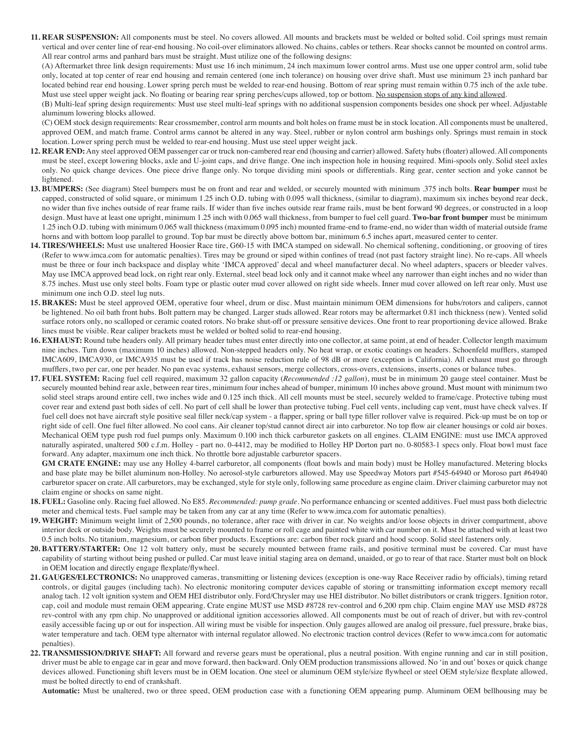11. **REAR SUSPENSION:** All components must be steel. No covers allowed. All mounts and brackets must be welded or bolted solid. Coil springs must remain vertical and over center line of rear-end housing. No coil-over eliminators allowed. No chains, cables or tethers. Rear shocks cannot be mounted on control arms. All rear control arms and panhard bars must be straight. Must utilize one of the following designs:

    (A) Aftermarket three link design requirements: Must use 16 inch minimum, 24 inch maximum lower control arms. Must use one upper control arm, solid tube only, located at top center of rear end housing and remain centered (one inch tolerance) on housing over drive shaft. Must use minimum 23 inch panhard bar located behind rear end housing. Lower spring perch must be welded to rear-end housing. Bottom of rear spring must remain within 0.75 inch of the axle tube. Must use steel upper weight jack. No floating or bearing rear spring perches/cups allowed, top or bottom. <u>No suspension stops of any kind allowed</u>.

    (B) Multi-leaf spring design requirements: Must use steel multi-leaf springs with no additional suspension components besides one shock per wheel. Adjustable aluminum lowering blocks allowed.

    (C) OEM stock design requirements: Rear crossmember, control arm mounts and bolt holes on frame must be in stock location. All components must be unaltered, approved OEM, and match frame. Control arms cannot be altered in any way. Steel, rubber or nylon control arm bushings only. Springs must remain in stock location. Lower spring perch must be welded to rear-end housing. Must use steel upper weight jack.

12. **REAR END:** Any steel approved OEM passenger car or truck non-cambered rear end (housing and carrier) allowed. Safety hubs (floater) allowed. All components must be steel, except lowering blocks, axle and U-joint caps, and drive flange. One inch inspection hole in housing required. Mini-spools only. Solid steel axles only. No quick change devices. One piece drive flange only. No torque dividing mini spools or differentials. Ring gear, center section and yoke cannot be lightened.

13. **BUMPERS:** (See diagram) Steel bumpers must be on front and rear and welded, or securely mounted with minimum .375 inch bolts. **Rear bumper** must be capped, constructed of solid square, or minimum 1.25 inch O.D. tubing with 0.095 wall thickness, (similar to diagram), maximum six inches beyond rear deck, no wider than five inches outside of rear frame rails. If wider than five inches outside rear frame rails, must be bent forward 90 degrees, or constructed in a loop design. Must have at least one upright, minimum 1.25 inch with 0.065 wall thickness, from bumper to fuel cell guard. **Two-bar front bumper** must be minimum 1.25 inch O.D. tubing with minimum 0.065 wall thickness (maximum 0.095 inch) mounted frame-end to frame-end, no wider than width of material outside frame horns and with bottom loop parallel to ground. Top bar must be directly above bottom bar, minimum 6.5 inches apart, measured center to center.

14. **TIRES/WHEELS:** Must use unaltered Hoosier Race tire, G60-15 with IMCA stamped on sidewall. No chemical softening, conditioning, or grooving of tires (Refer to www.imca.com for automatic penalties). Tires may be ground or siped within confines of tread (not past factory straight line). No re-caps. All wheels must be three or four inch backspace and display white 'IMCA approved' decal and wheel manufacturer decal. No wheel adapters, spacers or bleeder valves. May use IMCA approved bead lock, on right rear only. External, steel bead lock only and it cannot make wheel any narrower than eight inches and no wider than 8.75 inches. Must use only steel bolts. Foam type or plastic outer mud cover allowed on right side wheels. Inner mud cover allowed on left rear only. Must use minimum one inch O.D. steel lug nuts.

15. **BRAKES:** Must be steel approved OEM, operative four wheel, drum or disc. Must maintain minimum OEM dimensions for hubs/rotors and calipers, cannot be lightened. No oil bath front hubs. Bolt pattern may be changed. Larger studs allowed. Rear rotors may be aftermarket 0.81 inch thickness (new). Vented solid surface rotors only, no scalloped or ceramic coated rotors. No brake shut-off or pressure sensitive devices. One front to rear proportioning device allowed. Brake lines must be visible. Rear caliper brackets must be welded or bolted solid to rear-end housing.

16. **EXHAUST:** Round tube headers only. All primary header tubes must enter directly into one collector, at same point, at end of header. Collector length maximum nine inches. Turn down (maximum 10 inches) allowed. Non-stepped headers only. No heat wrap, or exotic coatings on headers. Schoenfeld mufflers, stamped IMCA609, IMCA930, or IMCA935 must be used if track has noise reduction rule of 98 dB or more (exception is California). All exhaust must go through mufflers, two per car, one per header. No pan evac systems, exhaust sensors, merge collectors, cross-overs, extensions, inserts, cones or balance tubes.

17. **FUEL SYSTEM:** Racing fuel cell required, maximum 32 gallon capacity (*Recommended :12 gallon*), must be in minimum 20 gauge steel container. Must be securely mounted behind rear axle, between rear tires, minimum four inches ahead of bumper, minimum 10 inches above ground. Must mount with minimum two solid steel straps around entire cell, two inches wide and 0.125 inch thick. All cell mounts must be steel, securely welded to frame/cage. Protective tubing must cover rear and extend past both sides of cell. No part of cell shall be lower than protective tubing. Fuel cell vents, including cap vent, must have check valves. If fuel cell does not have aircraft style positive seal filler neck/cap system - a flapper, spring or ball type filler rollover valve is required. Pick-up must be on top or right side of cell. One fuel filter allowed. No cool cans. Air cleaner top/stud cannot direct air into carburetor. No top flow air cleaner housings or cold air boxes. Mechanical OEM type push rod fuel pumps only. Maximum 0.100 inch thick carburetor gaskets on all engines. CLAIM ENGINE: must use IMCA approved naturally aspirated, unaltered 500 c.f.m. Holley - part no. 0-4412, may be modified to Holley HP Dorton part no. 0-80583-1 specs only. Float bowl must face forward. Any adapter, maximum one inch thick. No throttle bore adjustable carburetor spacers.

    **GM CRATE ENGINE:** may use any Holley 4-barrel carburetor, all components (float bowls and main body) must be Holley manufactured. Metering blocks and base plate may be billet aluminum non-Holley. No aerosol-style carburetors allowed. May use Speedway Motors part #545-64940 or Moroso part #64940 carburetor spacer on crate. All carburetors, may be exchanged, style for style only, following same procedure as engine claim. Driver claiming carburetor may not claim engine or shocks on same night.

18. **FUEL:** Gasoline only. Racing fuel allowed. No E85. *Recommended: pump grade*. No performance enhancing or scented additives. Fuel must pass both dielectric meter and chemical tests. Fuel sample may be taken from any car at any time (Refer to www.imca.com for automatic penalties).

19. **WEIGHT:** Minimum weight limit of 2,500 pounds, no tolerance, after race with driver in car. No weights and/or loose objects in driver compartment, above interior deck or outside body. Weights must be securely mounted to frame or roll cage and painted white with car number on it. Must be attached with at least two 0.5 inch bolts. No titanium, magnesium, or carbon fiber products. Exceptions are: carbon fiber rock guard and hood scoop. Solid steel fasteners only.

20. **BATTERY/STARTER:** One 12 volt battery only, must be securely mounted between frame rails, and positive terminal must be covered. Car must have capability of starting without being pushed or pulled. Car must leave initial staging area on demand, unaided, or go to rear of that race. Starter must bolt on block in OEM location and directly engage flexplate/flywheel.

21. **GAUGES/ELECTRONICS:** No unapproved cameras, transmitting or listening devices (exception is one-way Race Receiver radio by officials), timing retard controls, or digital gauges (including tach). No electronic monitoring computer devices capable of storing or transmitting information except memory recall analog tach. 12 volt ignition system and OEM HEI distributor only. Ford/Chrysler may use HEI distributor. No billet distributors or crank triggers. Ignition rotor, cap, coil and module must remain OEM appearing. Crate engine MUST use MSD #8728 rev-control and 6,200 rpm chip. Claim engine MAY use MSD #8728 rev-control with any rpm chip. No unapproved or additional ignition accessories allowed. All components must be out of reach of driver, but with rev-control easily accessible facing up or out for inspection. All wiring must be visible for inspection. Only gauges allowed are analog oil pressure, fuel pressure, brake bias, water temperature and tach. OEM type alternator with internal regulator allowed. No electronic traction control devices (Refer to www.imca.com for automatic penalties).

22. **TRANSMISSION/DRIVE SHAFT:** All forward and reverse gears must be operational, plus a neutral position. With engine running and car in still position, driver must be able to engage car in gear and move forward, then backward. Only OEM production transmissions allowed. No 'in and out' boxes or quick change devices allowed. Functioning shift levers must be in OEM location. One steel or aluminum OEM style/size flywheel or steel OEM style/size flexplate allowed, must be bolted directly to end of crankshaft.

    **Automatic:** Must be unaltered, two or three speed, OEM production case with a functioning OEM appearing pump. Aluminum OEM bellhousing may be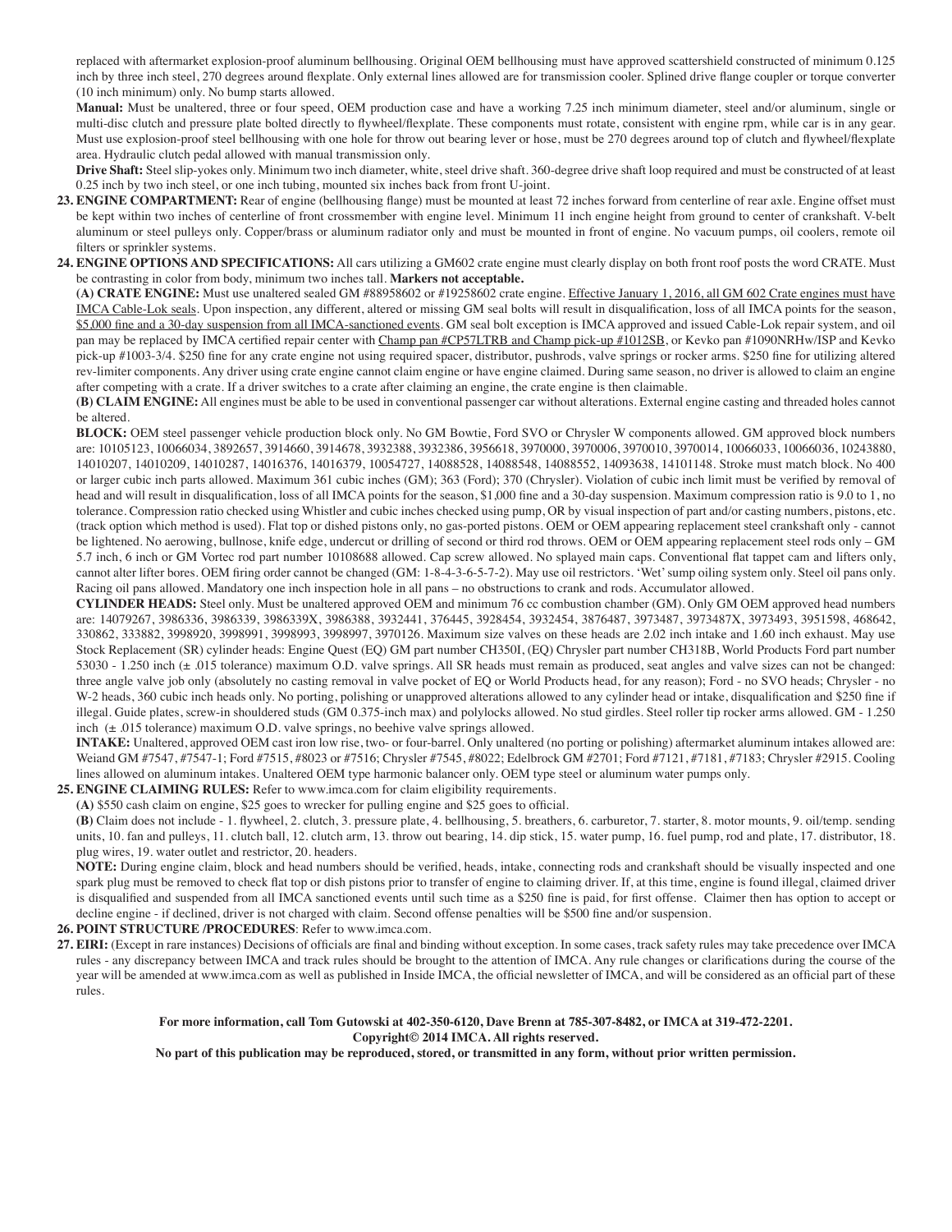replaced with aftermarket explosion-proof aluminum bellhousing. Original OEM bellhousing must have approved scattershield constructed of minimum 0.125 inch by three inch steel, 270 degrees around flexplate. Only external lines allowed are for transmission cooler. Splined drive flange coupler or torque converter (10 inch minimum) only. No bump starts allowed.

**Manual:** Must be unaltered, three or four speed, OEM production case and have a working 7.25 inch minimum diameter, steel and/or aluminum, single or multi-disc clutch and pressure plate bolted directly to flywheel/flexplate. These components must rotate, consistent with engine rpm, while car is in any gear. Must use explosion-proof steel bellhousing with one hole for throw out bearing lever or hose, must be 270 degrees around top of clutch and flywheel/flexplate area. Hydraulic clutch pedal allowed with manual transmission only.

**Drive Shaft:** Steel slip-yokes only. Minimum two inch diameter, white, steel drive shaft. 360-degree drive shaft loop required and must be constructed of at least 0.25 inch by two inch steel, or one inch tubing, mounted six inches back from front U-joint.

**23. ENGINE COMPARTMENT:** Rear of engine (bellhousing flange) must be mounted at least 72 inches forward from centerline of rear axle. Engine offset must be kept within two inches of centerline of front crossmember with engine level. Minimum 11 inch engine height from ground to center of crankshaft. V-belt aluminum or steel pulleys only. Copper/brass or aluminum radiator only and must be mounted in front of engine. No vacuum pumps, oil coolers, remote oil filters or sprinkler systems.

**24. ENGINE OPTIONS AND SPECIFICATIONS:** All cars utilizing a GM602 crate engine must clearly display on both front roof posts the word CRATE. Must be contrasting in color from body, minimum two inches tall. **Markers not acceptable.**

**(A) CRATE ENGINE:** Must use unaltered sealed GM #88958602 or #19258602 crate engine. Effective January 1, 2016, all GM 602 Crate engines must have IMCA Cable-Lok seals. Upon inspection, any different, altered or missing GM seal bolts will result in disqualification, loss of all IMCA points for the season, $5,000 fine and a 30-day suspension from all IMCA-sanctioned events. GM seal bolt exception is IMCA approved and issued Cable-Lok repair system, and oil pan may be replaced by IMCA certified repair center with Champ pan #CP57LTRB and Champ pick-up #1012SB, or Kevko pan #1090NRHw/ISP and Kevko pick-up #1003-3/4. $250 fine for any crate engine not using required spacer, distributor, pushrods, valve springs or rocker arms. $250 fine for utilizing altered rev-limiter components. Any driver using crate engine cannot claim engine or have engine claimed. During same season, no driver is allowed to claim an engine after competing with a crate. If a driver switches to a crate after claiming an engine, the crate engine is then claimable.

**(B) CLAIM ENGINE:** All engines must be able to be used in conventional passenger car without alterations. External engine casting and threaded holes cannot be altered.

**BLOCK:** OEM steel passenger vehicle production block only. No GM Bowtie, Ford SVO or Chrysler W components allowed. GM approved block numbers are: 10105123, 10066034, 3892657, 3914660, 3914678, 3932388, 3932386, 3956618, 3970000, 3970006, 3970010, 3970014, 10066033, 10066036, 10243880, 14010207, 14010209, 14010287, 14016376, 14016379, 10054727, 14088528, 14088548, 14088552, 14093638, 14101148. Stroke must match block. No 400 or larger cubic inch parts allowed. Maximum 361 cubic inches (GM); 363 (Ford); 370 (Chrysler). Violation of cubic inch limit must be verified by removal of head and will result in disqualification, loss of all IMCA points for the season, $1,000 fine and a 30-day suspension. Maximum compression ratio is 9.0 to 1, no tolerance. Compression ratio checked using Whistler and cubic inches checked using pump, OR by visual inspection of part and/or casting numbers, pistons, etc. (track option which method is used). Flat top or dished pistons only, no gas-ported pistons. OEM or OEM appearing replacement steel crankshaft only - cannot be lightened. No aerowing, bullnose, knife edge, undercut or drilling of second or third rod throws. OEM or OEM appearing replacement steel rods only – GM 5.7 inch, 6 inch or GM Vortec rod part number 10108688 allowed. Cap screw allowed. No splayed main caps. Conventional flat tappet cam and lifters only, cannot alter lifter bores. OEM firing order cannot be changed (GM: 1-8-4-3-6-5-7-2). May use oil restrictors. 'Wet' sump oiling system only. Steel oil pans only. Racing oil pans allowed. Mandatory one inch inspection hole in all pans – no obstructions to crank and rods. Accumulator allowed.

**CYLINDER HEADS:** Steel only. Must be unaltered approved OEM and minimum 76 cc combustion chamber (GM). Only GM OEM approved head numbers are: 14079267, 3986336, 3986339, 3986339X, 3986388, 3932441, 376445, 3928454, 3932454, 3876487, 3973487, 3973487X, 3973493, 3951598, 468642, 330862, 333882, 3998920, 3998991, 3998993, 3998997, 3970126. Maximum size valves on these heads are 2.02 inch intake and 1.60 inch exhaust. May use Stock Replacement (SR) cylinder heads: Engine Quest (EQ) GM part number CH350I, (EQ) Chrysler part number CH318B, World Products Ford part number 53030 - 1.250 inch (± .015 tolerance) maximum O.D. valve springs. All SR heads must remain as produced, seat angles and valve sizes can not be changed: three angle valve job only (absolutely no casting removal in valve pocket of EQ or World Products head, for any reason); Ford - no SVO heads; Chrysler - no W-2 heads, 360 cubic inch heads only. No porting, polishing or unapproved alterations allowed to any cylinder head or intake, disqualification and $250 fine if illegal. Guide plates, screw-in shouldered studs (GM 0.375-inch max) and polylocks allowed. No stud girdles. Steel roller tip rocker arms allowed. GM - 1.250 inch (± .015 tolerance) maximum O.D. valve springs, no beehive valve springs allowed.

**INTAKE:** Unaltered, approved OEM cast iron low rise, two- or four-barrel. Only unaltered (no porting or polishing) aftermarket aluminum intakes allowed are: Weiand GM #7547, #7547-1; Ford #7515, #8023 or #7516; Chrysler #7545, #8022; Edelbrock GM #2701; Ford #7121, #7181, #7183; Chrysler #2915. Cooling lines allowed on aluminum intakes. Unaltered OEM type harmonic balancer only. OEM type steel or aluminum water pumps only.

**25. ENGINE CLAIMING RULES:** Refer to www.imca.com for claim eligibility requirements.

**(A)** $550 cash claim on engine, $25 goes to wrecker for pulling engine and $25 goes to official.

**(B)** Claim does not include - 1. flywheel, 2. clutch, 3. pressure plate, 4. bellhousing, 5. breathers, 6. carburetor, 7. starter, 8. motor mounts, 9. oil/temp. sending units, 10. fan and pulleys, 11. clutch ball, 12. clutch arm, 13. throw out bearing, 14. dip stick, 15. water pump, 16. fuel pump, rod and plate, 17. distributor, 18. plug wires, 19. water outlet and restrictor, 20. headers.

**NOTE:** During engine claim, block and head numbers should be verified, heads, intake, connecting rods and crankshaft should be visually inspected and one spark plug must be removed to check flat top or dish pistons prior to transfer of engine to claiming driver. If, at this time, engine is found illegal, claimed driver is disqualified and suspended from all IMCA sanctioned events until such time as a $250 fine is paid, for first offense. Claimer then has option to accept or decline engine - if declined, driver is not charged with claim. Second offense penalties will be $500 fine and/or suspension.

**26. POINT STRUCTURE /PROCEDURES**: Refer to www.imca.com.

**27. EIRI:** (Except in rare instances) Decisions of officials are final and binding without exception. In some cases, track safety rules may take precedence over IMCA rules - any discrepancy between IMCA and track rules should be brought to the attention of IMCA. Any rule changes or clarifications during the course of the year will be amended at www.imca.com as well as published in Inside IMCA, the official newsletter of IMCA, and will be considered as an official part of these rules.

**For more information, call Tom Gutowski at 402-350-6120, Dave Brenn at 785-307-8482, or IMCA at 319-472-2201.**
**Copyright© 2014 IMCA. All rights reserved.**
**No part of this publication may be reproduced, stored, or transmitted in any form, without prior written permission.**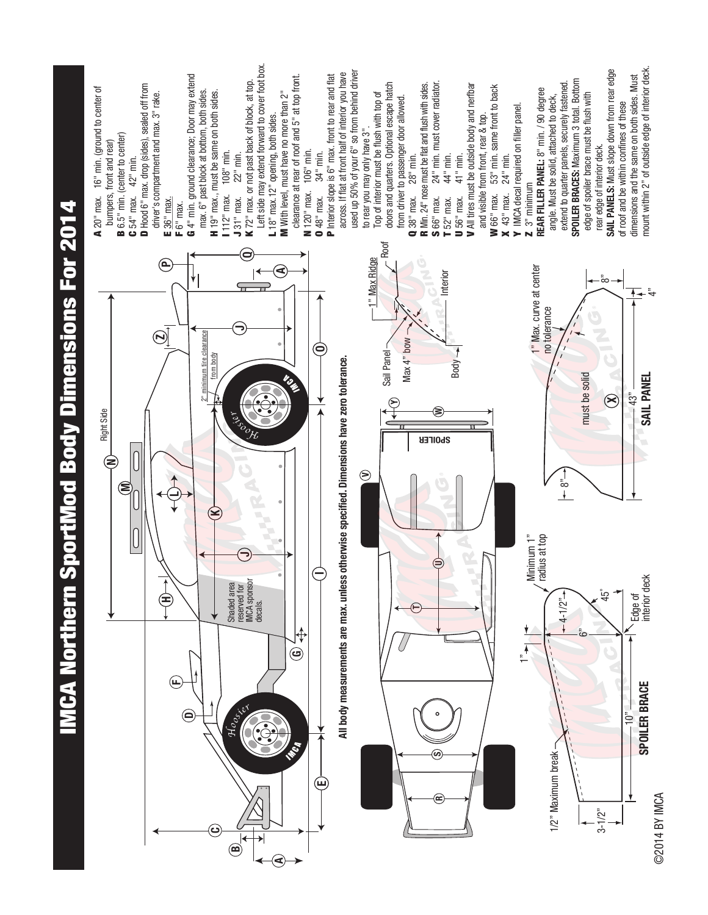# IMCA Northern SportMod Body Dimensions For 2014

Right Side

Shaded area reserved for IMCA sponsor decals.

2" minimum tire clearance from body

**All body measurements are max. unless otherwise specified. Dimensions have zero tolerance.**

SPOILER

Sail Panel
Max 4" bow
Body
1" Max Ridge
Roof
Interior

1/2" Maximum break
Minimum 1" radius at top
1"
4-1/2"
6"
45°
3-1/2"
10"
Edge of interior deck
**SPOILER BRACE**

8"
must be solid
1" Max. curve at center no tolerance
43"
8"
4"
**SAIL PANEL**

**A** 20" max. 16" min. (ground to center of bumpers, front and rear)
**B** 6.5" min. (center to center)
**C** 54" max. 42" min.
**D** Hood 6" max. drop (sides), sealed off from driver's compartment and max. 3" rake.
**E** 36" max.
**F** 6" max.
**G** 4" min. ground clearance; Door may extend max. 6" past block at bottom, both sides.
**H** 19" max., must be same on both sides.
**I** 112" max. 108" min.
**J** 31" max. 22" min.
**K** 72" max. or not past back of block, at top. Left side may extend forward to cover foot box.
**L** 18" max.12" opening, both sides.
**M** With level, must have no more than 2" clearance at rear of roof and 5" at top front.
**N** 120" max. 106" min.
**O** 48" max. 34" min.
**P** Interior slope is 6" max. front to rear and flat across. If flat at front half of interior you have used up 50% of your 6" so from behind driver to rear you may only have 3". Top of interior must be flush with top of doors and quarters. Optional escape hatch from driver to passenger door allowed.
**Q** 38" max. 28" min.
**R** Min. 24" nose must be flat and flush with sides.
**S** 66" max. 24" min. must cover radiator.
**T** 52" max. 44" min.
**U** 56" max. 41" min.
**V** All tires must be outside body and nerfbar and visible from front, rear & top.
**W** 66" max. 53" min. same front to back
**X** 43" max. 24" min.
**Y** IMCA decal required on filler panel.
**Z** 3" minimum

**REAR FILLER PANEL:** 8" min. / 90 degree angle. Must be solid, attached to deck, extend to quarter panels, securely fastened.
**SPOILER BRACES:** Maximum 3 total. Bottom edge of spoiler brace must be flush with rear edge of interior deck.
**SAIL PANELS:** Must slope down from rear edge of roof and be within confines of these dimensions and the same on both sides. Must mount within 2" of outside edge of interior deck.

©2014 BY IMCA